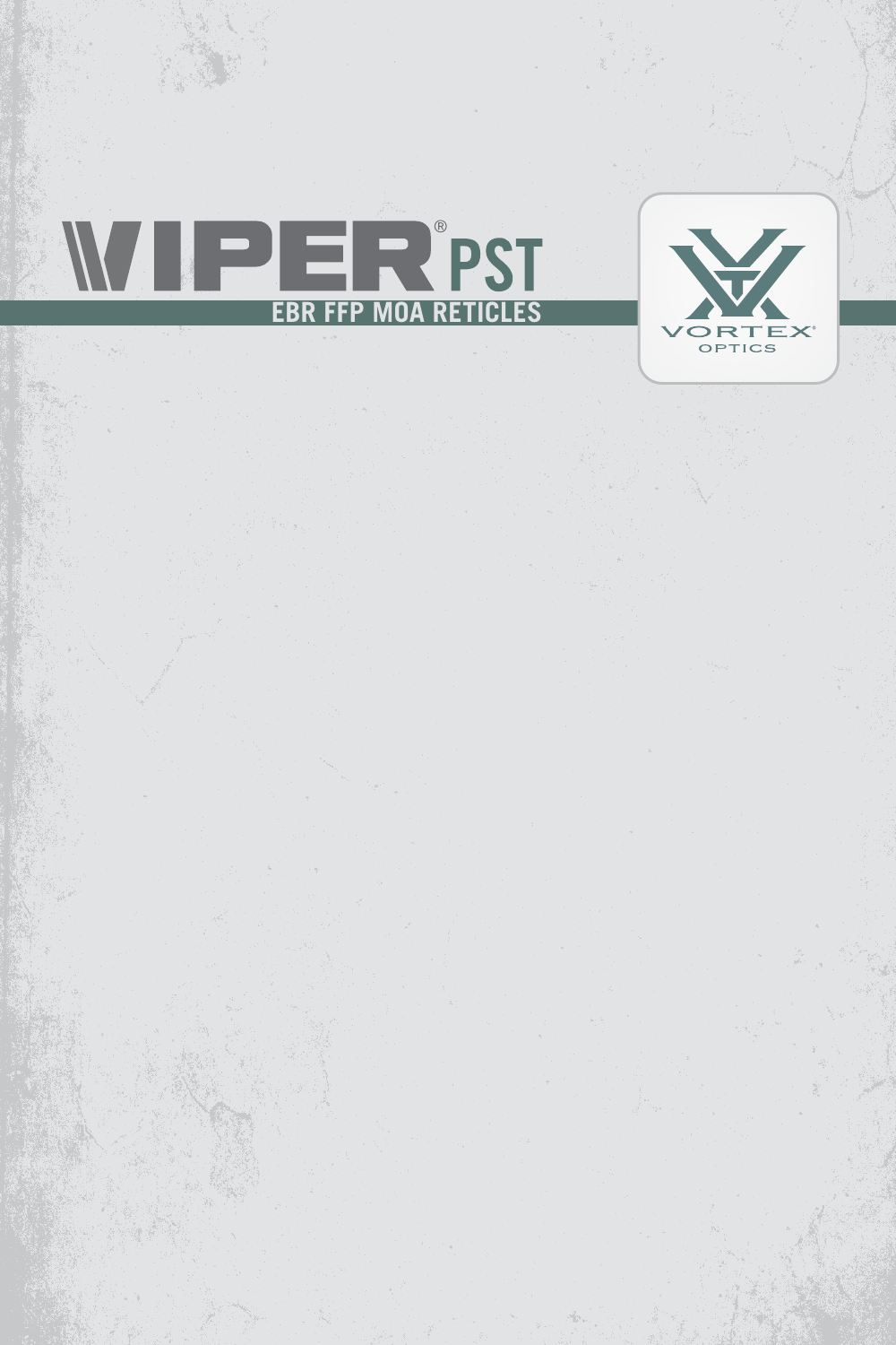# VIPER® PST

## EBR FFP MOA RETICLES

VORTEX® OPTICS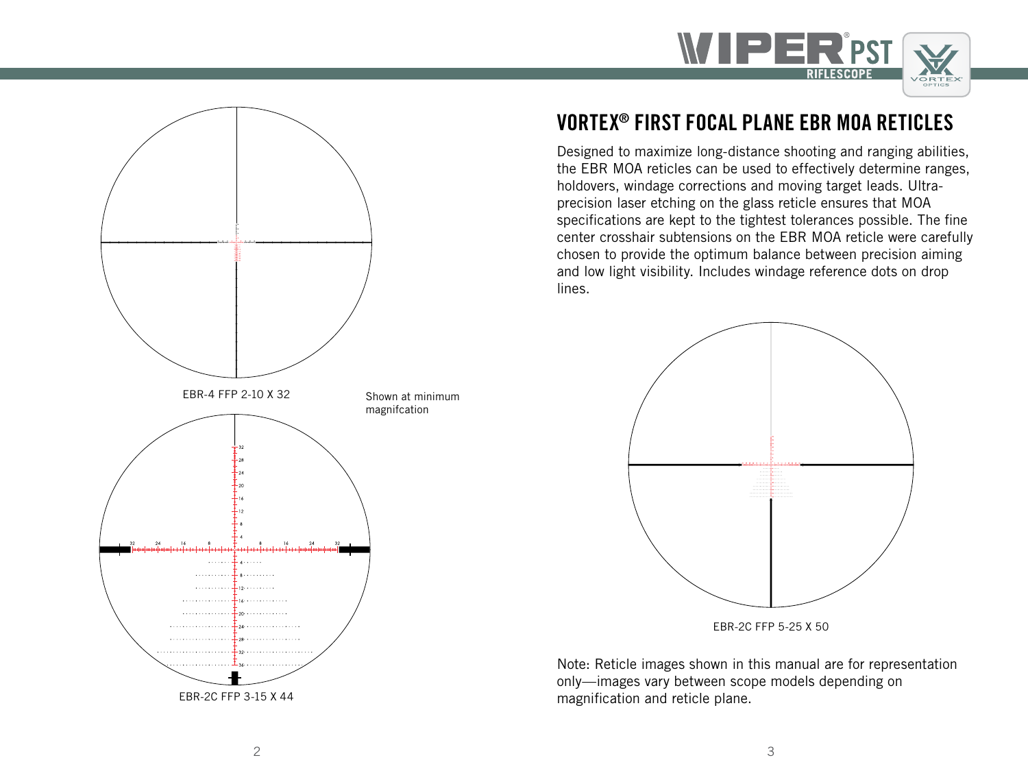## VORTEX® FIRST FOCAL PLANE EBR MOA RETICLES

Designed to maximize long-distance shooting and ranging abilities, the EBR MOA reticles can be used to effectively determine ranges, holdovers, windage corrections and moving target leads. Ultra-precision laser etching on the glass reticle ensures that MOA specifications are kept to the tightest tolerances possible. The fine center crosshair subtensions on the EBR MOA reticle were carefully chosen to provide the optimum balance between precision aiming and low light visibility. Includes windage reference dots on drop lines.

EBR-4 FFP 2-10 X 32

Shown at minimum magnifcation

EBR-2C FFP 3-15 X 44

EBR-2C FFP 5-25 X 50

Note: Reticle images shown in this manual are for representation only—images vary between scope models depending on magnification and reticle plane.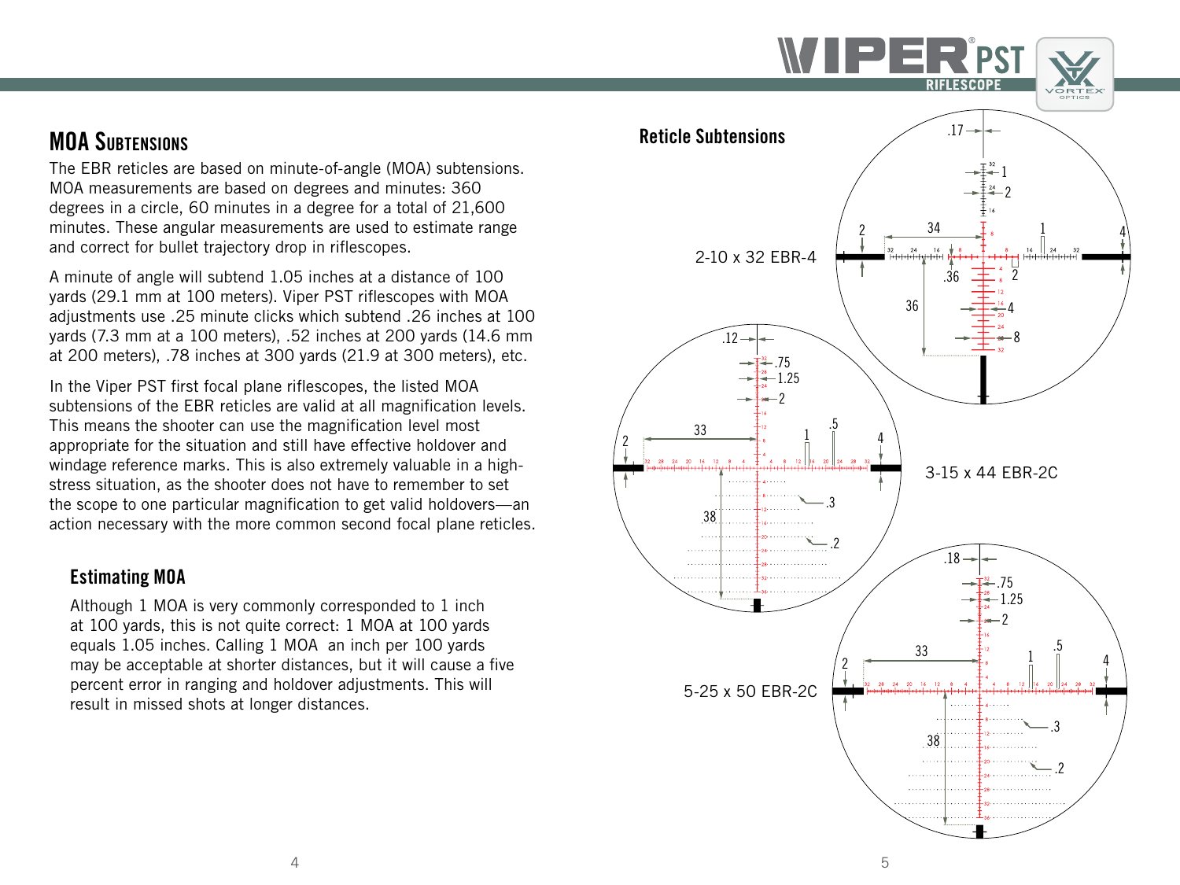## MOA Subtensions

The EBR reticles are based on minute-of-angle (MOA) subtensions. MOA measurements are based on degrees and minutes: 360 degrees in a circle, 60 minutes in a degree for a total of 21,600 minutes. These angular measurements are used to estimate range and correct for bullet trajectory drop in riflescopes.

A minute of angle will subtend 1.05 inches at a distance of 100 yards (29.1 mm at 100 meters). Viper PST riflescopes with MOA adjustments use .25 minute clicks which subtend .26 inches at 100 yards (7.3 mm at a 100 meters), .52 inches at 200 yards (14.6 mm at 200 meters), .78 inches at 300 yards (21.9 at 300 meters), etc.

In the Viper PST first focal plane riflescopes, the listed MOA subtensions of the EBR reticles are valid at all magnification levels. This means the shooter can use the magnification level most appropriate for the situation and still have effective holdover and windage reference marks. This is also extremely valuable in a high-stress situation, as the shooter does not have to remember to set the scope to one particular magnification to get valid holdovers—an action necessary with the more common second focal plane reticles.

### Estimating MOA

Although 1 MOA is very commonly corresponded to 1 inch at 100 yards, this is not quite correct: 1 MOA at 100 yards equals 1.05 inches. Calling 1 MOA an inch per 100 yards may be acceptable at shorter distances, but it will cause a five percent error in ranging and holdover adjustments. This will result in missed shots at longer distances.

## Reticle Subtensions

2-10 x 32 EBR-4

3-15 x 44 EBR-2C

5-25 x 50 EBR-2C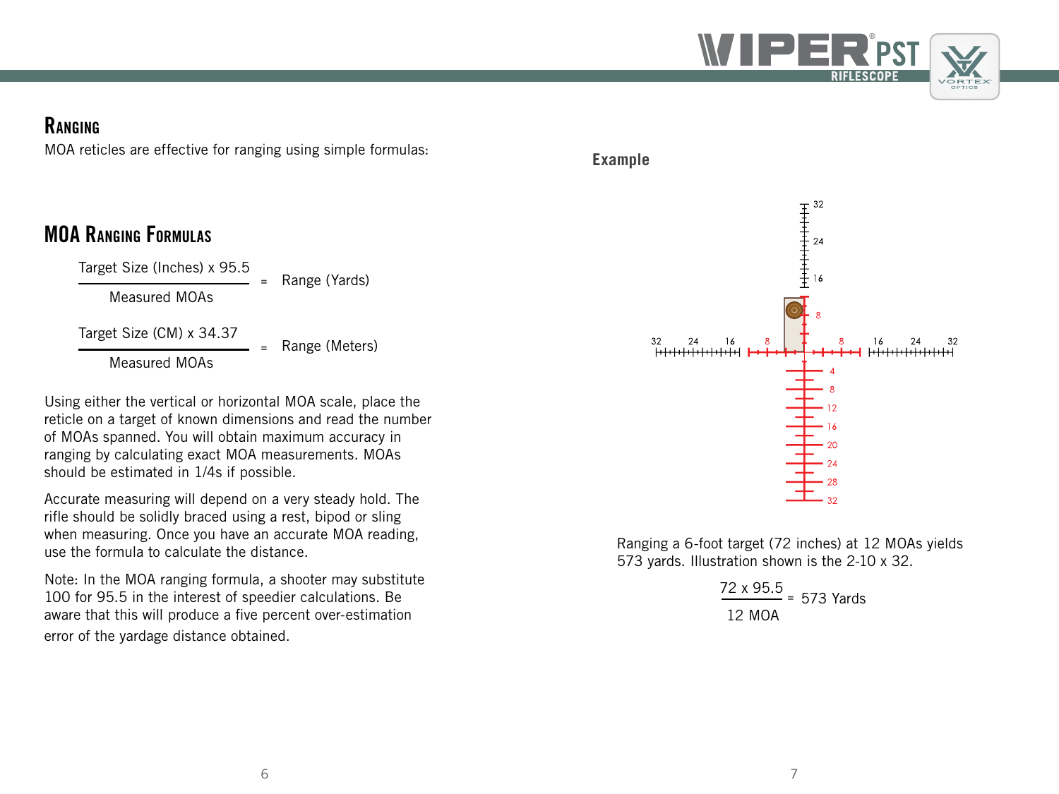## Ranging

MOA reticles are effective for ranging using simple formulas:

### MOA Ranging Formulas

$$\frac{\text{Target Size (Inches)} \times 95.5}{\text{Measured MOAs}} = \text{Range (Yards)}$$

$$\frac{\text{Target Size (CM)} \times 34.37}{\text{Measured MOAs}} = \text{Range (Meters)}$$

Using either the vertical or horizontal MOA scale, place the reticle on a target of known dimensions and read the number of MOAs spanned. You will obtain maximum accuracy in ranging by calculating exact MOA measurements. MOAs should be estimated in 1/4s if possible.

Accurate measuring will depend on a very steady hold. The rifle should be solidly braced using a rest, bipod or sling when measuring. Once you have an accurate MOA reading, use the formula to calculate the distance.

Note: In the MOA ranging formula, a shooter may substitute 100 for 95.5 in the interest of speedier calculations. Be aware that this will produce a five percent over-estimation error of the yardage distance obtained.

**Example**

Ranging a 6-foot target (72 inches) at 12 MOAs yields 573 yards. Illustration shown is the 2-10 x 32.

$$\frac{72 \times 95.5}{12 \text{ MOA}} = 573 \text{ Yards}$$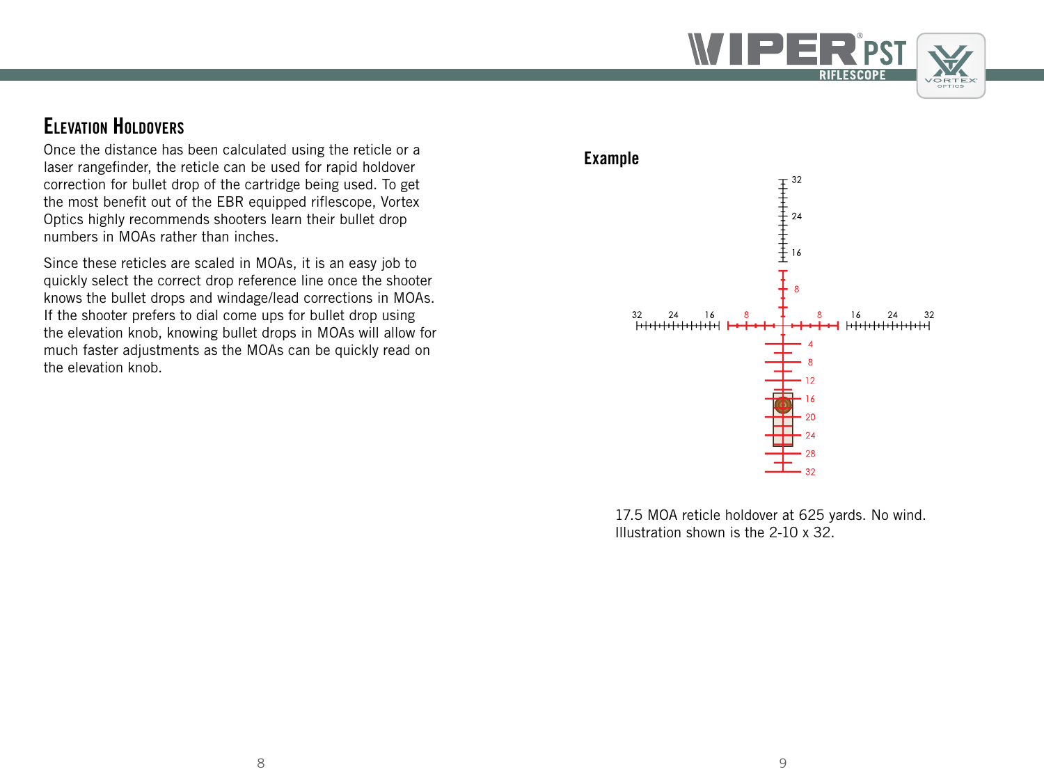## Elevation Holdovers

Once the distance has been calculated using the reticle or a laser rangefinder, the reticle can be used for rapid holdover correction for bullet drop of the cartridge being used. To get the most benefit out of the EBR equipped riflescope, Vortex Optics highly recommends shooters learn their bullet drop numbers in MOAs rather than inches.

Since these reticles are scaled in MOAs, it is an easy job to quickly select the correct drop reference line once the shooter knows the bullet drops and windage/lead corrections in MOAs. If the shooter prefers to dial come ups for bullet drop using the elevation knob, knowing bullet drops in MOAs will allow for much faster adjustments as the MOAs can be quickly read on the elevation knob.

**Example**

17.5 MOA reticle holdover at 625 yards. No wind. Illustration shown is the 2-10 x 32.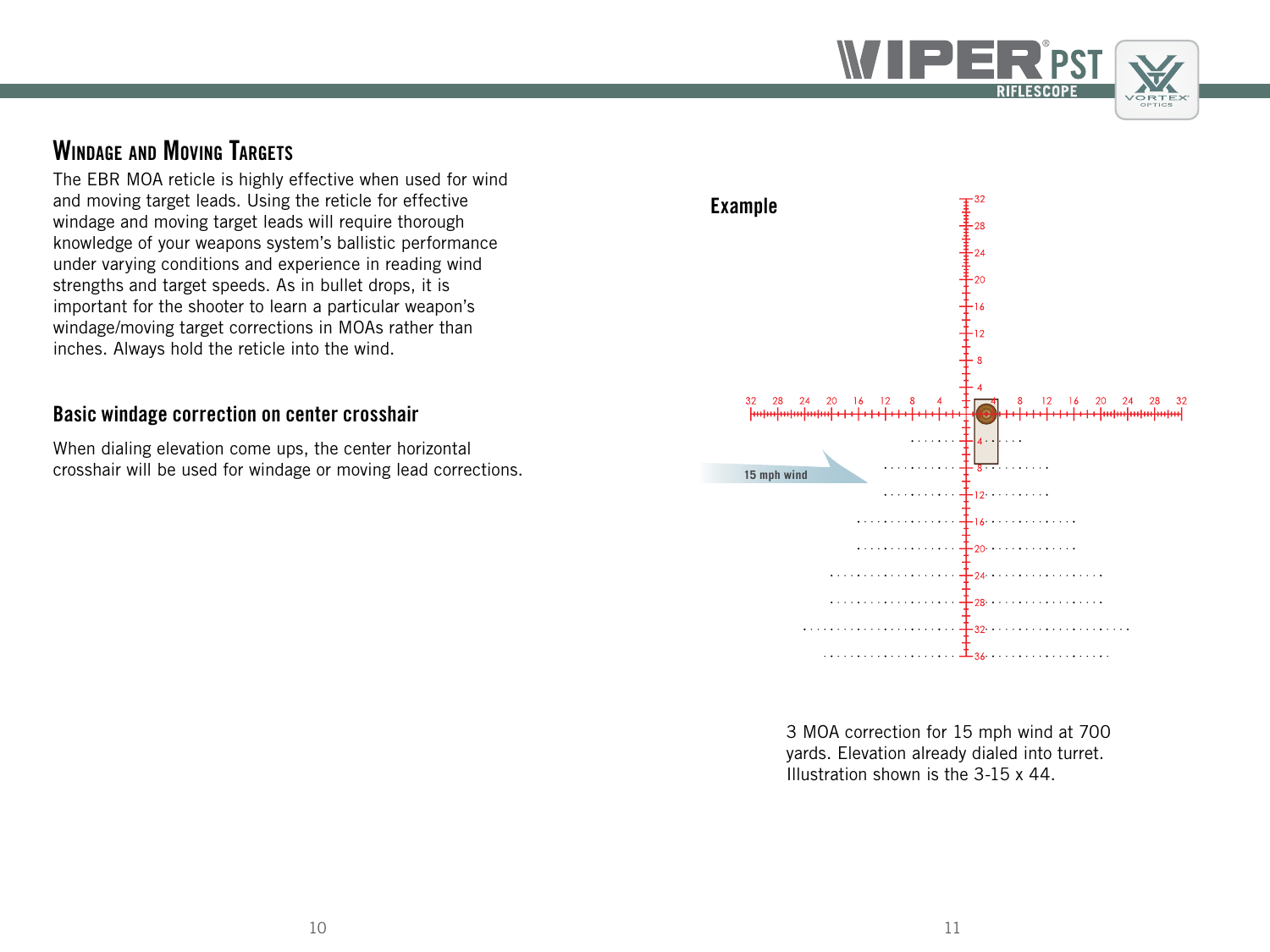## Windage and Moving Targets

The EBR MOA reticle is highly effective when used for wind and moving target leads. Using the reticle for effective windage and moving target leads will require thorough knowledge of your weapons system's ballistic performance under varying conditions and experience in reading wind strengths and target speeds. As in bullet drops, it is important for the shooter to learn a particular weapon's windage/moving target corrections in MOAs rather than inches. Always hold the reticle into the wind.

### Basic windage correction on center crosshair

When dialing elevation come ups, the center horizontal crosshair will be used for windage or moving lead corrections.

**Example**

15 mph wind

3 MOA correction for 15 mph wind at 700 yards. Elevation already dialed into turret. Illustration shown is the 3-15 x 44.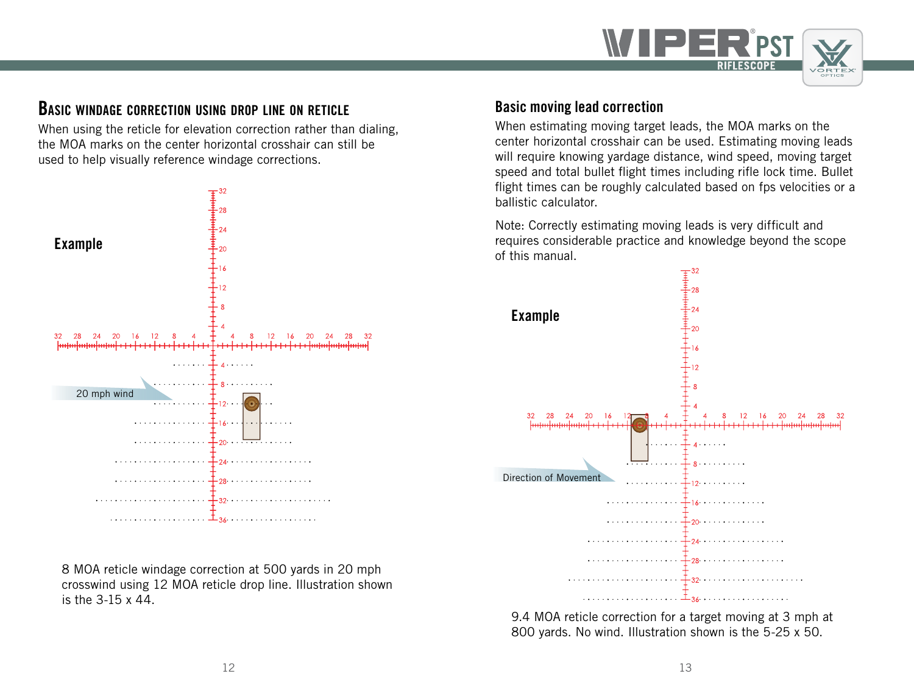## Basic windage correction using drop line on reticle

When using the reticle for elevation correction rather than dialing, the MOA marks on the center horizontal crosshair can still be used to help visually reference windage corrections.

**Example**

20 mph wind

8 MOA reticle windage correction at 500 yards in 20 mph crosswind using 12 MOA reticle drop line. Illustration shown is the 3-15 x 44.

## Basic moving lead correction

When estimating moving target leads, the MOA marks on the center horizontal crosshair can be used. Estimating moving leads will require knowing yardage distance, wind speed, moving target speed and total bullet flight times including rifle lock time. Bullet flight times can be roughly calculated based on fps velocities or a ballistic calculator.

Note: Correctly estimating moving leads is very difficult and requires considerable practice and knowledge beyond the scope of this manual.

**Example**

Direction of Movement

9.4 MOA reticle correction for a target moving at 3 mph at 800 yards. No wind. Illustration shown is the 5-25 x 50.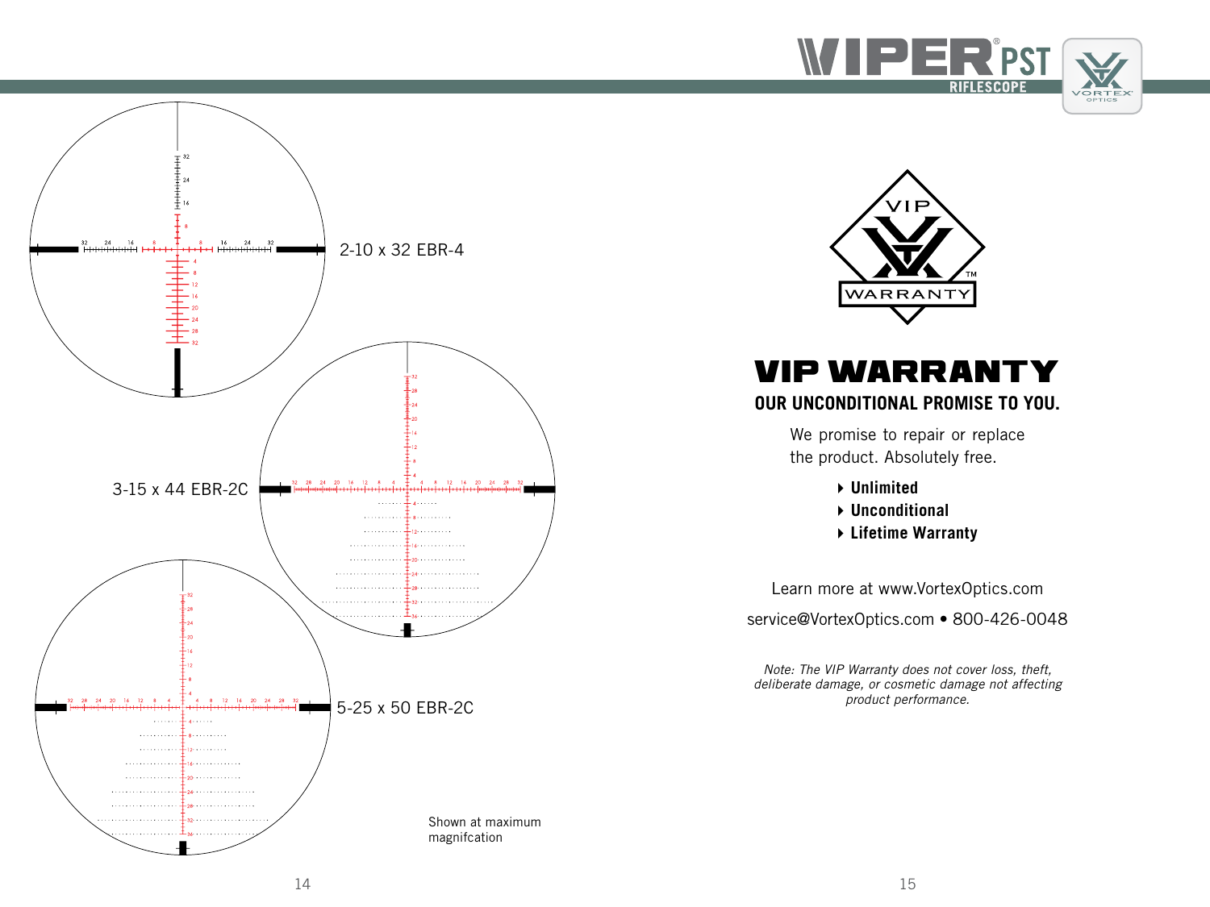2-10 x 32 EBR-4

3-15 x 44 EBR-2C

5-25 x 50 EBR-2C

Shown at maximum magnifcation

# VIP WARRANTY

**OUR UNCONDITIONAL PROMISE TO YOU.**

We promise to repair or replace the product. Absolutely free.

- **Unlimited**
- **Unconditional**
- **Lifetime Warranty**

Learn more at www.VortexOptics.com

service@VortexOptics.com • 800-426-0048

*Note: The VIP Warranty does not cover loss, theft, deliberate damage, or cosmetic damage not affecting product performance.*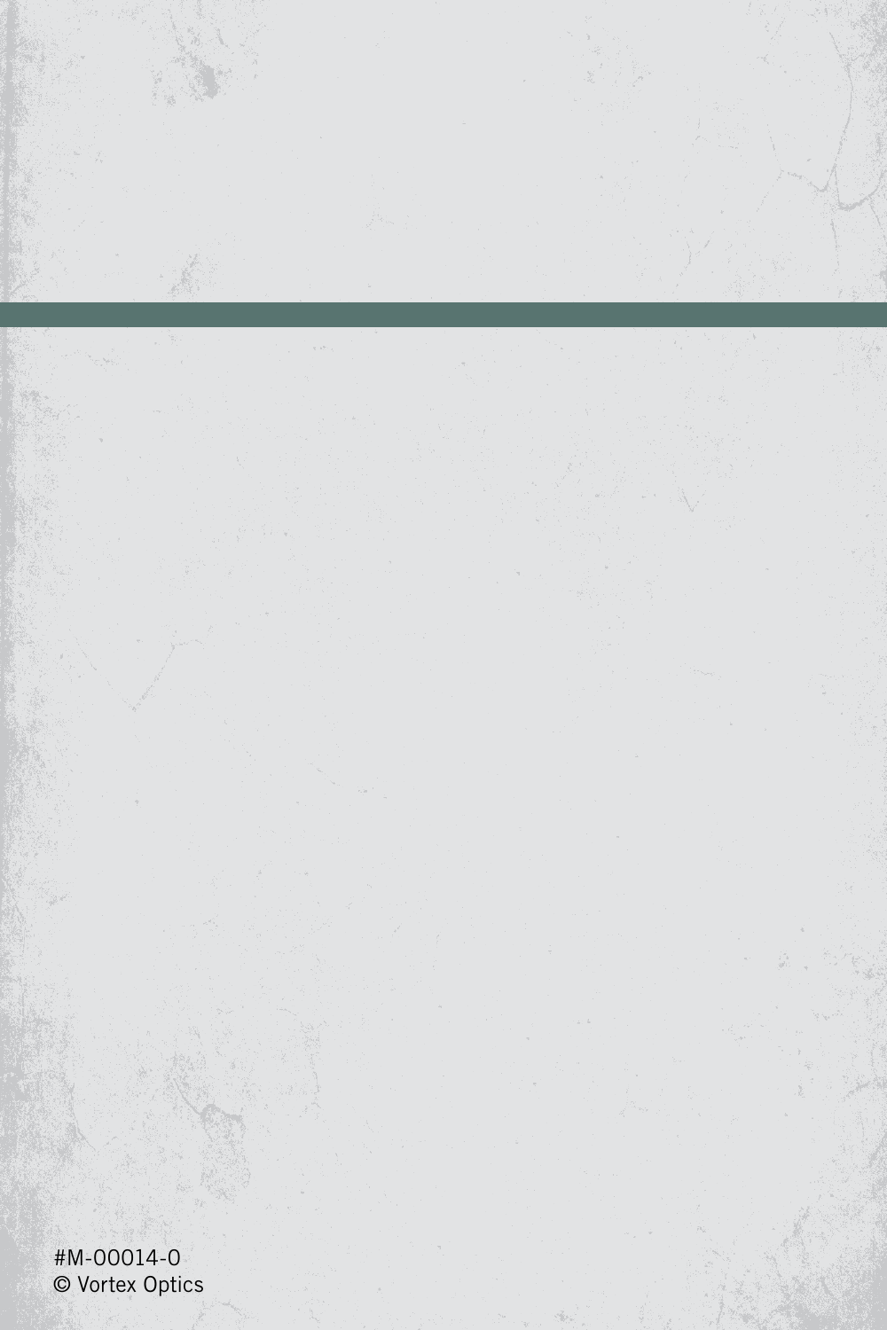#M-00014-0
© Vortex Optics